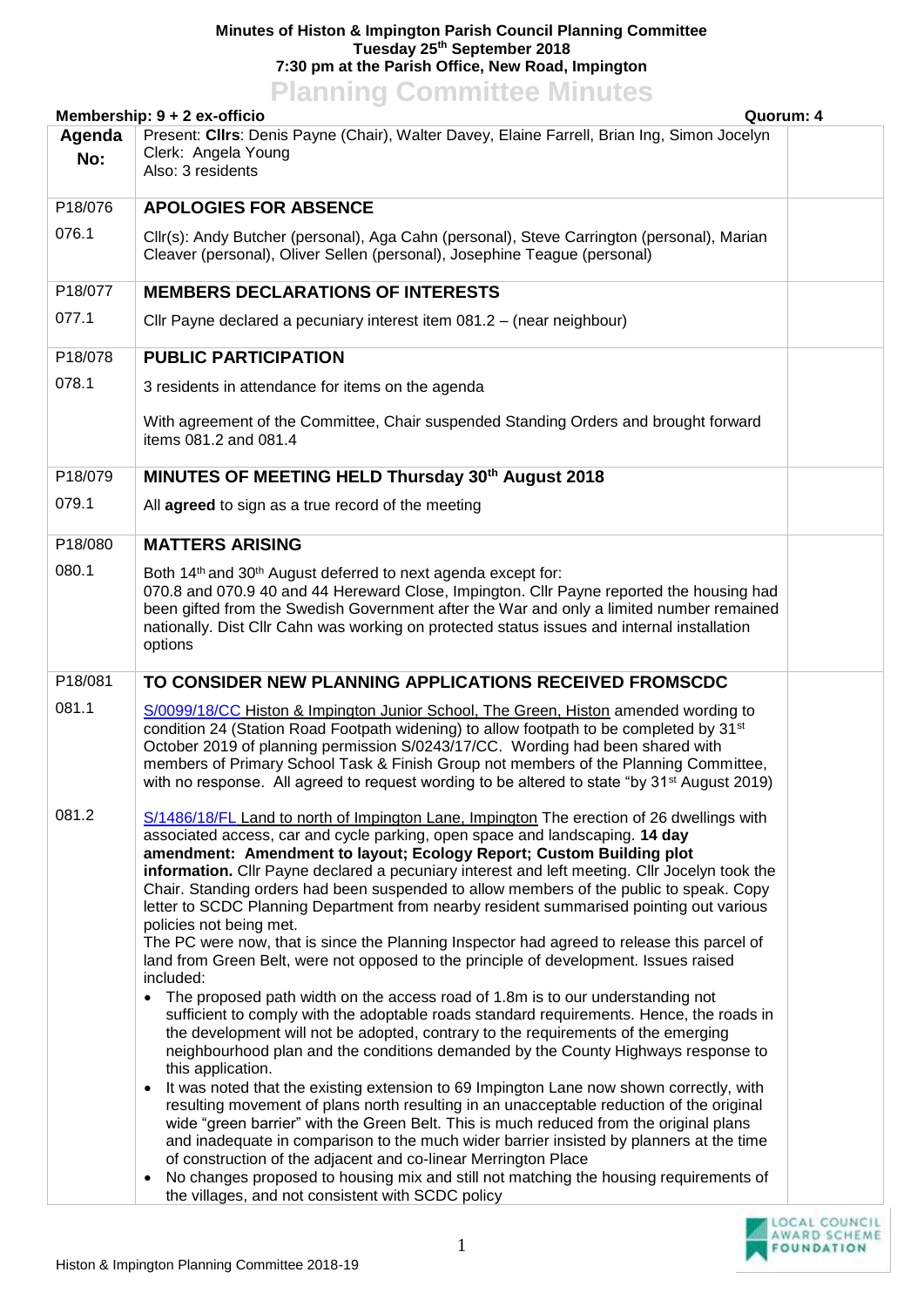**Minutes of Histon & Impington Parish Council Planning Committee**
**Tuesday 25th September 2018**
**7:30 pm at the Parish Office, New Road, Impington**

# Planning Committee Minutes

**Membership: 9 + 2 ex-officio** **Quorum: 4**

| Agenda No: | Present: **Cllrs**: Denis Payne (Chair), Walter Davey, Elaine Farrell, Brian Ing, Simon Jocelyn<br>Clerk: Angela Young<br>Also: 3 residents | |
|---|---|---|
| P18/076 | **APOLOGIES FOR ABSENCE** | |
| 076.1 | Cllr(s): Andy Butcher (personal), Aga Cahn (personal), Steve Carrington (personal), Marian Cleaver (personal), Oliver Sellen (personal), Josephine Teague (personal) | |
| P18/077 | **MEMBERS DECLARATIONS OF INTERESTS** | |
| 077.1 | Cllr Payne declared a pecuniary interest item 081.2 – (near neighbour) | |
| P18/078 | **PUBLIC PARTICIPATION** | |
| 078.1 | 3 residents in attendance for items on the agenda<br><br>With agreement of the Committee, Chair suspended Standing Orders and brought forward items 081.2 and 081.4 | |
| P18/079 | **MINUTES OF MEETING HELD Thursday 30th August 2018** | |
| 079.1 | All **agreed** to sign as a true record of the meeting | |
| P18/080 | **MATTERS ARISING** | |
| 080.1 | Both 14th and 30th August deferred to next agenda except for:<br>070.8 and 070.9 40 and 44 Hereward Close, Impington. Cllr Payne reported the housing had been gifted from the Swedish Government after the War and only a limited number remained nationally. Dist Cllr Cahn was working on protected status issues and internal installation options | |
| P18/081 | **TO CONSIDER NEW PLANNING APPLICATIONS RECEIVED FROMSCDC** | |
| 081.1 | S/0099/18/CC Histon & Impington Junior School, The Green, Histon amended wording to condition 24 (Station Road Footpath widening) to allow footpath to be completed by 31st October 2019 of planning permission S/0243/17/CC. Wording had been shared with members of Primary School Task & Finish Group not members of the Planning Committee, with no response. All agreed to request wording to be altered to state "by 31st August 2019) | |
| 081.2 | S/1486/18/FL Land to north of Impington Lane, Impington The erection of 26 dwellings with associated access, car and cycle parking, open space and landscaping. **14 day amendment: Amendment to layout; Ecology Report; Custom Building plot information.** Cllr Payne declared a pecuniary interest and left meeting. Cllr Jocelyn took the Chair. Standing orders had been suspended to allow members of the public to speak. Copy letter to SCDC Planning Department from nearby resident summarised pointing out various policies not being met.<br>The PC were now, that is since the Planning Inspector had agreed to release this parcel of land from Green Belt, were not opposed to the principle of development. Issues raised included:<br>• The proposed path width on the access road of 1.8m is to our understanding not sufficient to comply with the adoptable roads standard requirements. Hence, the roads in the development will not be adopted, contrary to the requirements of the emerging neighbourhood plan and the conditions demanded by the County Highways response to this application.<br>• It was noted that the existing extension to 69 Impington Lane now shown correctly, with resulting movement of plans north resulting in an unacceptable reduction of the original wide "green barrier" with the Green Belt. This is much reduced from the original plans and inadequate in comparison to the much wider barrier insisted by planners at the time of construction of the adjacent and co-linear Merrington Place<br>• No changes proposed to housing mix and still not matching the housing requirements of the villages, and not consistent with SCDC policy | |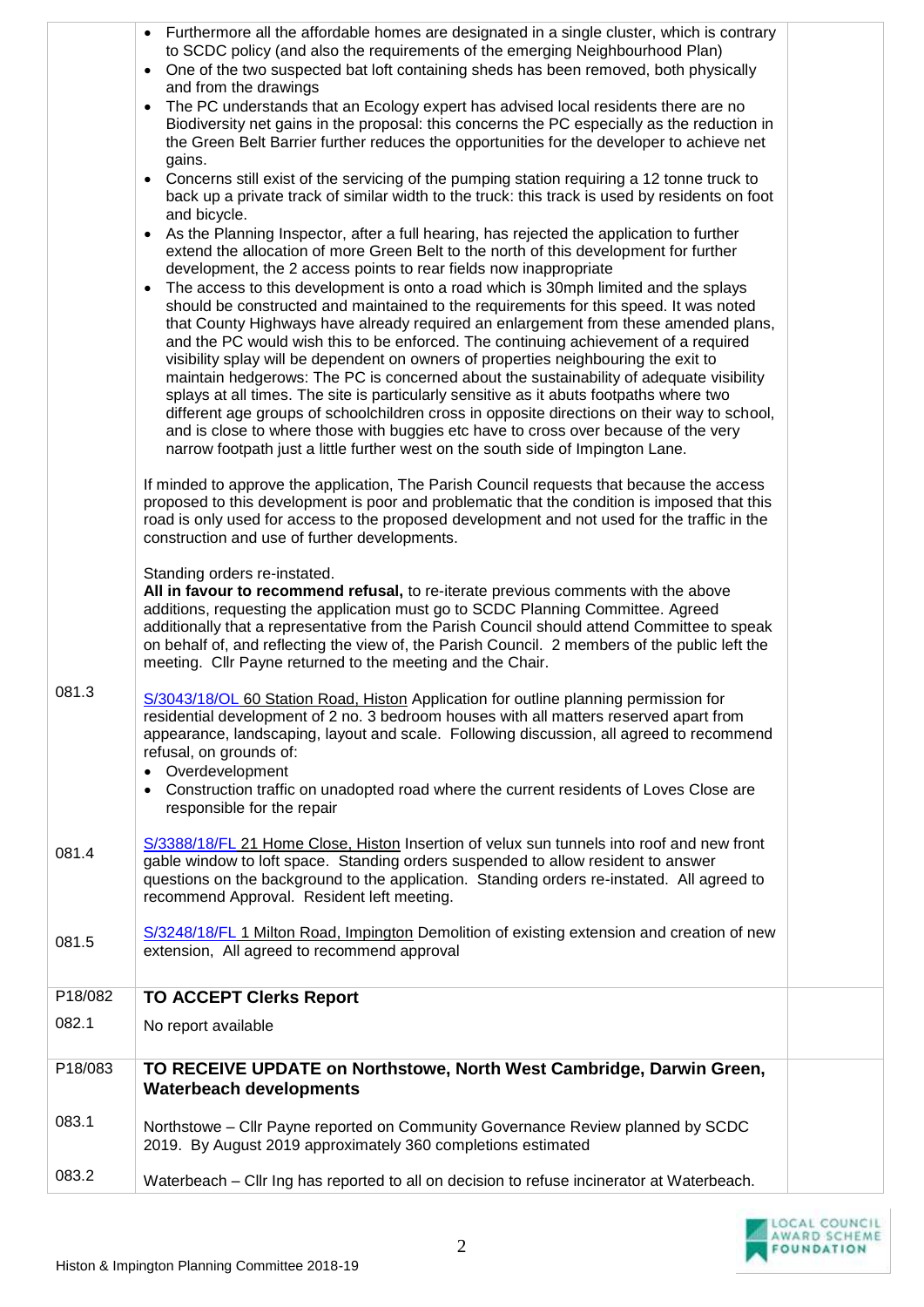| | | |
|---|---|---|
| | • Furthermore all the affordable homes are designated in a single cluster, which is contrary to SCDC policy (and also the requirements of the emerging Neighbourhood Plan)<br>• One of the two suspected bat loft containing sheds has been removed, both physically and from the drawings<br>• The PC understands that an Ecology expert has advised local residents there are no Biodiversity net gains in the proposal: this concerns the PC especially as the reduction in the Green Belt Barrier further reduces the opportunities for the developer to achieve net gains.<br>• Concerns still exist of the servicing of the pumping station requiring a 12 tonne truck to back up a private track of similar width to the truck: this track is used by residents on foot and bicycle.<br>• As the Planning Inspector, after a full hearing, has rejected the application to further extend the allocation of more Green Belt to the north of this development for further development, the 2 access points to rear fields now inappropriate<br>• The access to this development is onto a road which is 30mph limited and the splays should be constructed and maintained to the requirements for this speed. It was noted that County Highways have already required an enlargement from these amended plans, and the PC would wish this to be enforced. The continuing achievement of a required visibility splay will be dependent on owners of properties neighbouring the exit to maintain hedgerows: The PC is concerned about the sustainability of adequate visibility splays at all times. The site is particularly sensitive as it abuts footpaths where two different age groups of schoolchildren cross in opposite directions on their way to school, and is close to where those with buggies etc have to cross over because of the very narrow footpath just a little further west on the south side of Impington Lane.<br><br>If minded to approve the application, The Parish Council requests that because the access proposed to this development is poor and problematic that the condition is imposed that this road is only used for access to the proposed development and not used for the traffic in the construction and use of further developments.<br><br>Standing orders re-instated.<br>**All in favour to recommend refusal,** to re-iterate previous comments with the above additions, requesting the application must go to SCDC Planning Committee. Agreed additionally that a representative from the Parish Council should attend Committee to speak on behalf of, and reflecting the view of, the Parish Council. 2 members of the public left the meeting. Cllr Payne returned to the meeting and the Chair. | |
| 081.3 | S/3043/18/OL 60 Station Road, Histon Application for outline planning permission for residential development of 2 no. 3 bedroom houses with all matters reserved apart from appearance, landscaping, layout and scale. Following discussion, all agreed to recommend refusal, on grounds of:<br>• Overdevelopment<br>• Construction traffic on unadopted road where the current residents of Loves Close are responsible for the repair | |
| 081.4 | S/3388/18/FL 21 Home Close, Histon Insertion of velux sun tunnels into roof and new front gable window to loft space. Standing orders suspended to allow resident to answer questions on the background to the application. Standing orders re-instated. All agreed to recommend Approval. Resident left meeting. | |
| 081.5 | S/3248/18/FL 1 Milton Road, Impington Demolition of existing extension and creation of new extension, All agreed to recommend approval | |
| P18/082 | **TO ACCEPT Clerks Report** | |
| 082.1 | No report available | |
| P18/083 | **TO RECEIVE UPDATE on Northstowe, North West Cambridge, Darwin Green, Waterbeach developments** | |
| 083.1 | Northstowe – Cllr Payne reported on Community Governance Review planned by SCDC 2019. By August 2019 approximately 360 completions estimated | |
| 083.2 | Waterbeach – Cllr Ing has reported to all on decision to refuse incinerator at Waterbeach. | |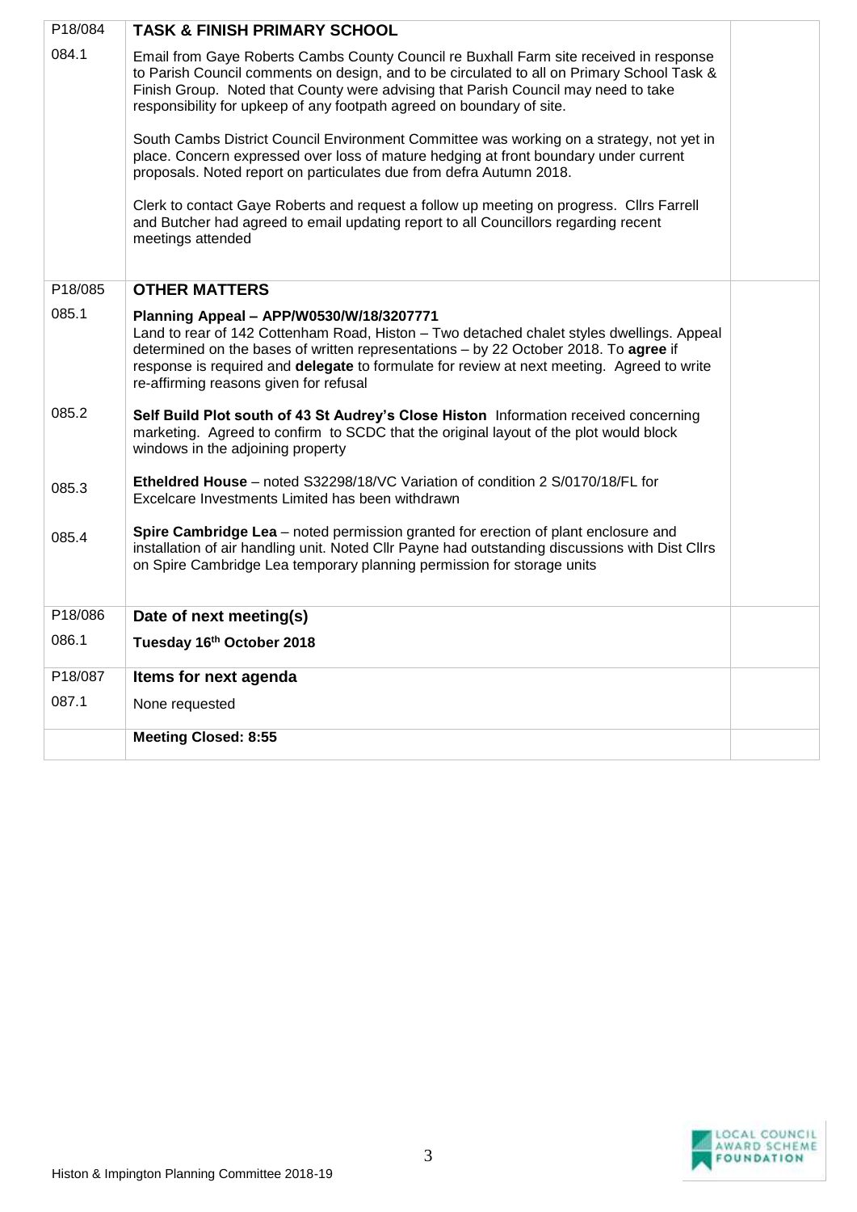| | | |
|---|---|---|
| P18/084 | **TASK & FINISH PRIMARY SCHOOL** | |
| 084.1 | Email from Gaye Roberts Cambs County Council re Buxhall Farm site received in response to Parish Council comments on design, and to be circulated to all on Primary School Task & Finish Group. Noted that County were advising that Parish Council may need to take responsibility for upkeep of any footpath agreed on boundary of site.<br><br>South Cambs District Council Environment Committee was working on a strategy, not yet in place. Concern expressed over loss of mature hedging at front boundary under current proposals. Noted report on particulates due from defra Autumn 2018.<br><br>Clerk to contact Gaye Roberts and request a follow up meeting on progress. Cllrs Farrell and Butcher had agreed to email updating report to all Councillors regarding recent meetings attended | |
| P18/085 | **OTHER MATTERS** | |
| 085.1 | **Planning Appeal – APP/W0530/W/18/3207771**<br>Land to rear of 142 Cottenham Road, Histon – Two detached chalet styles dwellings. Appeal determined on the bases of written representations – by 22 October 2018. To **agree** if response is required and **delegate** to formulate for review at next meeting. Agreed to write re-affirming reasons given for refusal | |
| 085.2 | **Self Build Plot south of 43 St Audrey's Close Histon** Information received concerning marketing. Agreed to confirm to SCDC that the original layout of the plot would block windows in the adjoining property | |
| 085.3 | **Etheldred House** – noted S32298/18/VC Variation of condition 2 S/0170/18/FL for Excelcare Investments Limited has been withdrawn | |
| 085.4 | **Spire Cambridge Lea** – noted permission granted for erection of plant enclosure and installation of air handling unit. Noted Cllr Payne had outstanding discussions with Dist Cllrs on Spire Cambridge Lea temporary planning permission for storage units | |
| P18/086 | **Date of next meeting(s)** | |
| 086.1 | **Tuesday 16th October 2018** | |
| P18/087 | **Items for next agenda** | |
| 087.1 | None requested | |
| | **Meeting Closed: 8:55** | |